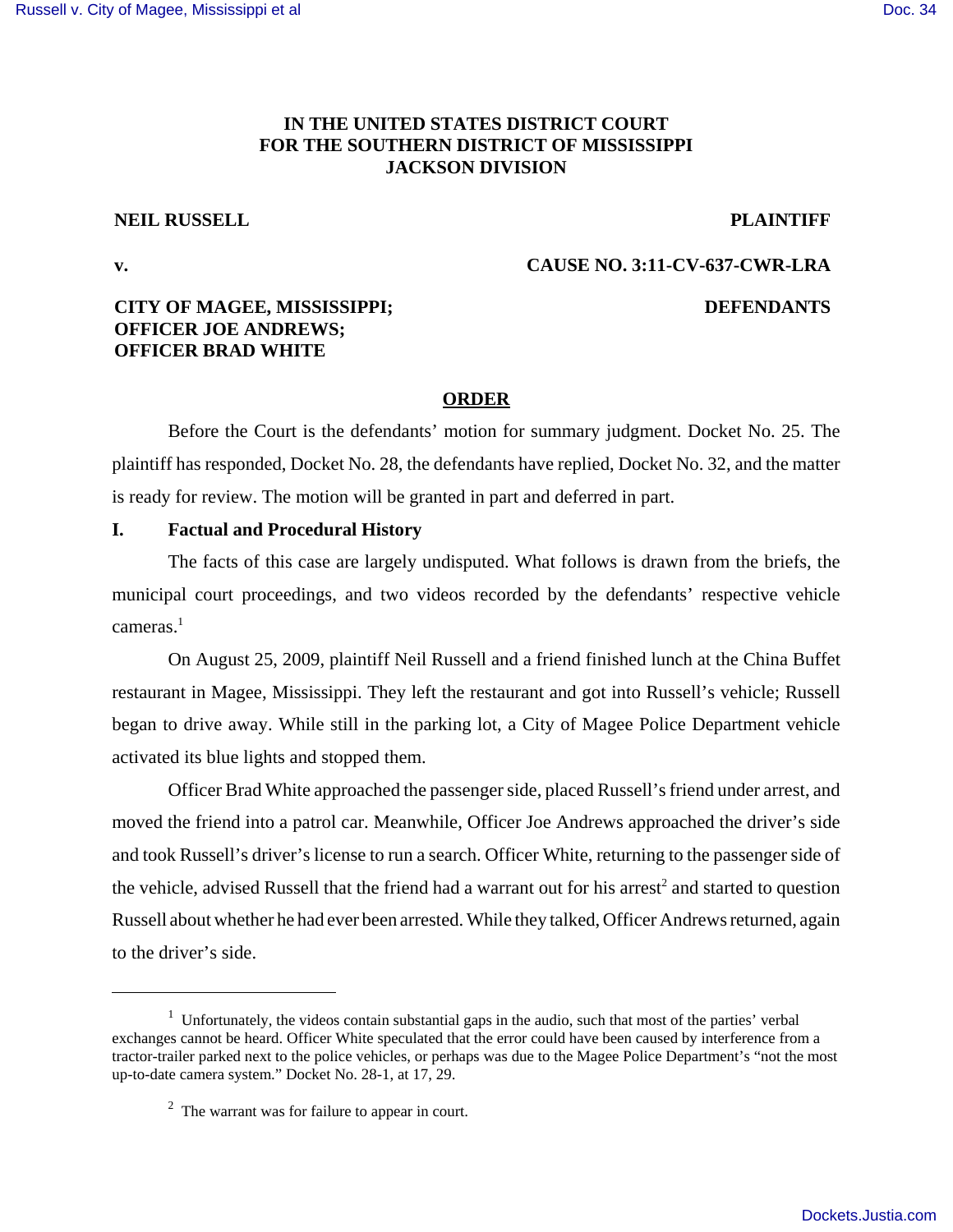**IN THE UNITED STATES DISTRICT COURT**
**FOR THE SOUTHERN DISTRICT OF MISSISSIPPI**
**JACKSON DIVISION**

**NEIL RUSSELL** **PLAINTIFF**

**v.** **CAUSE NO. 3:11-CV-637-CWR-LRA**

**CITY OF MAGEE, MISSISSIPPI;**
**OFFICER JOE ANDREWS;**
**OFFICER BRAD WHITE** **DEFENDANTS**

## ORDER

Before the Court is the defendants' motion for summary judgment. Docket No. 25. The plaintiff has responded, Docket No. 28, the defendants have replied, Docket No. 32, and the matter is ready for review. The motion will be granted in part and deferred in part.

### I. Factual and Procedural History

The facts of this case are largely undisputed. What follows is drawn from the briefs, the municipal court proceedings, and two videos recorded by the defendants' respective vehicle cameras.[1]

On August 25, 2009, plaintiff Neil Russell and a friend finished lunch at the China Buffet restaurant in Magee, Mississippi. They left the restaurant and got into Russell's vehicle; Russell began to drive away. While still in the parking lot, a City of Magee Police Department vehicle activated its blue lights and stopped them.

Officer Brad White approached the passenger side, placed Russell's friend under arrest, and moved the friend into a patrol car. Meanwhile, Officer Joe Andrews approached the driver's side and took Russell's driver's license to run a search. Officer White, returning to the passenger side of the vehicle, advised Russell that the friend had a warrant out for his arrest[2] and started to question Russell about whether he had ever been arrested. While they talked, Officer Andrews returned, again to the driver's side.

---

[1] Unfortunately, the videos contain substantial gaps in the audio, such that most of the parties' verbal exchanges cannot be heard. Officer White speculated that the error could have been caused by interference from a tractor-trailer parked next to the police vehicles, or perhaps was due to the Magee Police Department's "not the most up-to-date camera system." Docket No. 28-1, at 17, 29.

[2] The warrant was for failure to appear in court.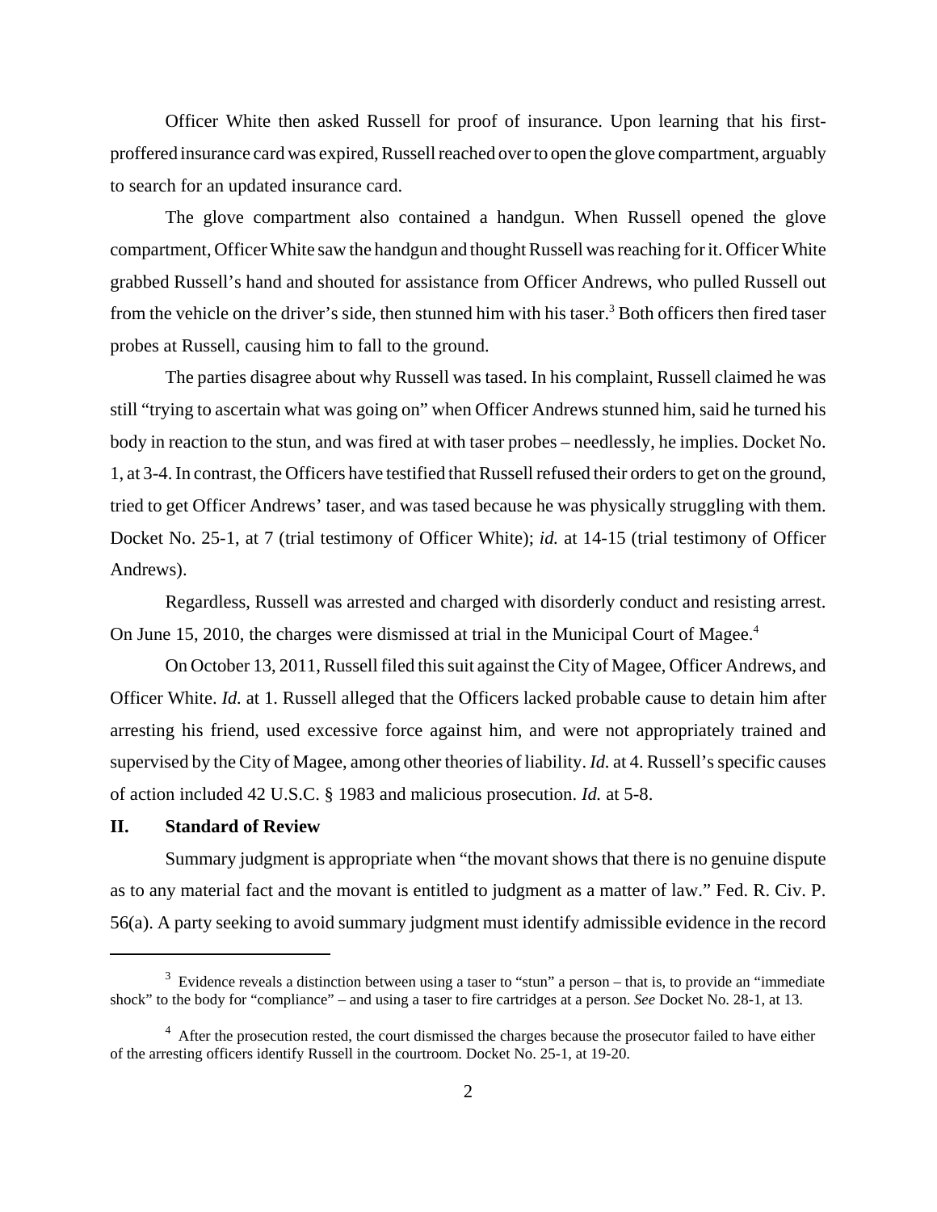Officer White then asked Russell for proof of insurance. Upon learning that his first-proffered insurance card was expired, Russell reached over to open the glove compartment, arguably to search for an updated insurance card.

The glove compartment also contained a handgun. When Russell opened the glove compartment, Officer White saw the handgun and thought Russell was reaching for it. Officer White grabbed Russell's hand and shouted for assistance from Officer Andrews, who pulled Russell out from the vehicle on the driver's side, then stunned him with his taser.[3] Both officers then fired taser probes at Russell, causing him to fall to the ground.

The parties disagree about why Russell was tased. In his complaint, Russell claimed he was still "trying to ascertain what was going on" when Officer Andrews stunned him, said he turned his body in reaction to the stun, and was fired at with taser probes – needlessly, he implies. Docket No. 1, at 3-4. In contrast, the Officers have testified that Russell refused their orders to get on the ground, tried to get Officer Andrews' taser, and was tased because he was physically struggling with them. Docket No. 25-1, at 7 (trial testimony of Officer White); *id.* at 14-15 (trial testimony of Officer Andrews).

Regardless, Russell was arrested and charged with disorderly conduct and resisting arrest. On June 15, 2010, the charges were dismissed at trial in the Municipal Court of Magee.[4]

On October 13, 2011, Russell filed this suit against the City of Magee, Officer Andrews, and Officer White. *Id.* at 1. Russell alleged that the Officers lacked probable cause to detain him after arresting his friend, used excessive force against him, and were not appropriately trained and supervised by the City of Magee, among other theories of liability. *Id.* at 4. Russell's specific causes of action included 42 U.S.C. § 1983 and malicious prosecution. *Id.* at 5-8.

## II. Standard of Review

Summary judgment is appropriate when "the movant shows that there is no genuine dispute as to any material fact and the movant is entitled to judgment as a matter of law." Fed. R. Civ. P. 56(a). A party seeking to avoid summary judgment must identify admissible evidence in the record

---

[3] Evidence reveals a distinction between using a taser to "stun" a person – that is, to provide an "immediate shock" to the body for "compliance" – and using a taser to fire cartridges at a person. *See* Docket No. 28-1, at 13.

[4] After the prosecution rested, the court dismissed the charges because the prosecutor failed to have either of the arresting officers identify Russell in the courtroom. Docket No. 25-1, at 19-20.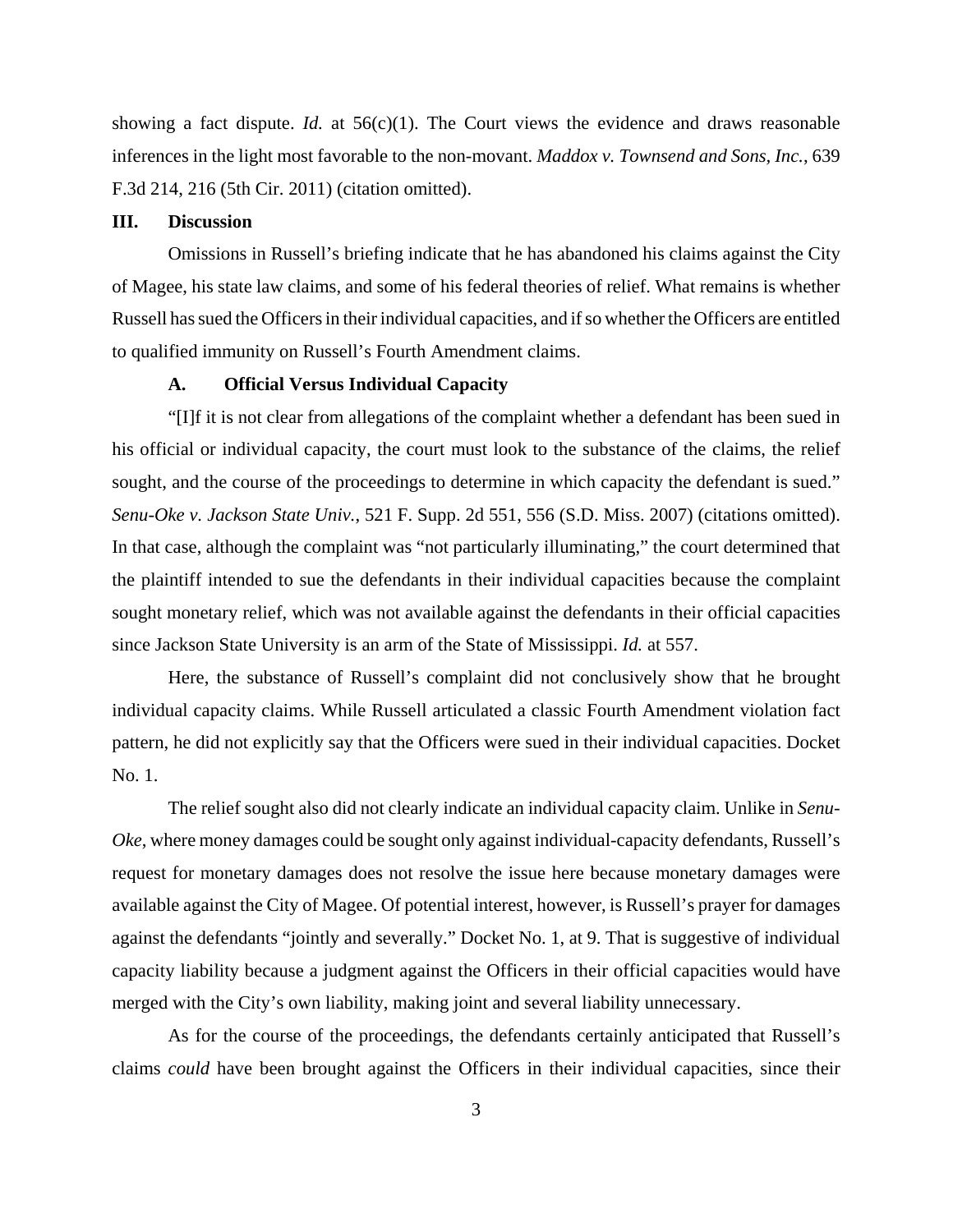showing a fact dispute. *Id.* at 56(c)(1). The Court views the evidence and draws reasonable inferences in the light most favorable to the non-movant. *Maddox v. Townsend and Sons, Inc.*, 639 F.3d 214, 216 (5th Cir. 2011) (citation omitted).

## III. Discussion

Omissions in Russell's briefing indicate that he has abandoned his claims against the City of Magee, his state law claims, and some of his federal theories of relief. What remains is whether Russell has sued the Officers in their individual capacities, and if so whether the Officers are entitled to qualified immunity on Russell's Fourth Amendment claims.

### A. Official Versus Individual Capacity

"[I]f it is not clear from allegations of the complaint whether a defendant has been sued in his official or individual capacity, the court must look to the substance of the claims, the relief sought, and the course of the proceedings to determine in which capacity the defendant is sued." *Senu-Oke v. Jackson State Univ.*, 521 F. Supp. 2d 551, 556 (S.D. Miss. 2007) (citations omitted). In that case, although the complaint was "not particularly illuminating," the court determined that the plaintiff intended to sue the defendants in their individual capacities because the complaint sought monetary relief, which was not available against the defendants in their official capacities since Jackson State University is an arm of the State of Mississippi. *Id.* at 557.

Here, the substance of Russell's complaint did not conclusively show that he brought individual capacity claims. While Russell articulated a classic Fourth Amendment violation fact pattern, he did not explicitly say that the Officers were sued in their individual capacities. Docket No. 1.

The relief sought also did not clearly indicate an individual capacity claim. Unlike in *Senu-Oke*, where money damages could be sought only against individual-capacity defendants, Russell's request for monetary damages does not resolve the issue here because monetary damages were available against the City of Magee. Of potential interest, however, is Russell's prayer for damages against the defendants "jointly and severally." Docket No. 1, at 9. That is suggestive of individual capacity liability because a judgment against the Officers in their official capacities would have merged with the City's own liability, making joint and several liability unnecessary.

As for the course of the proceedings, the defendants certainly anticipated that Russell's claims *could* have been brought against the Officers in their individual capacities, since their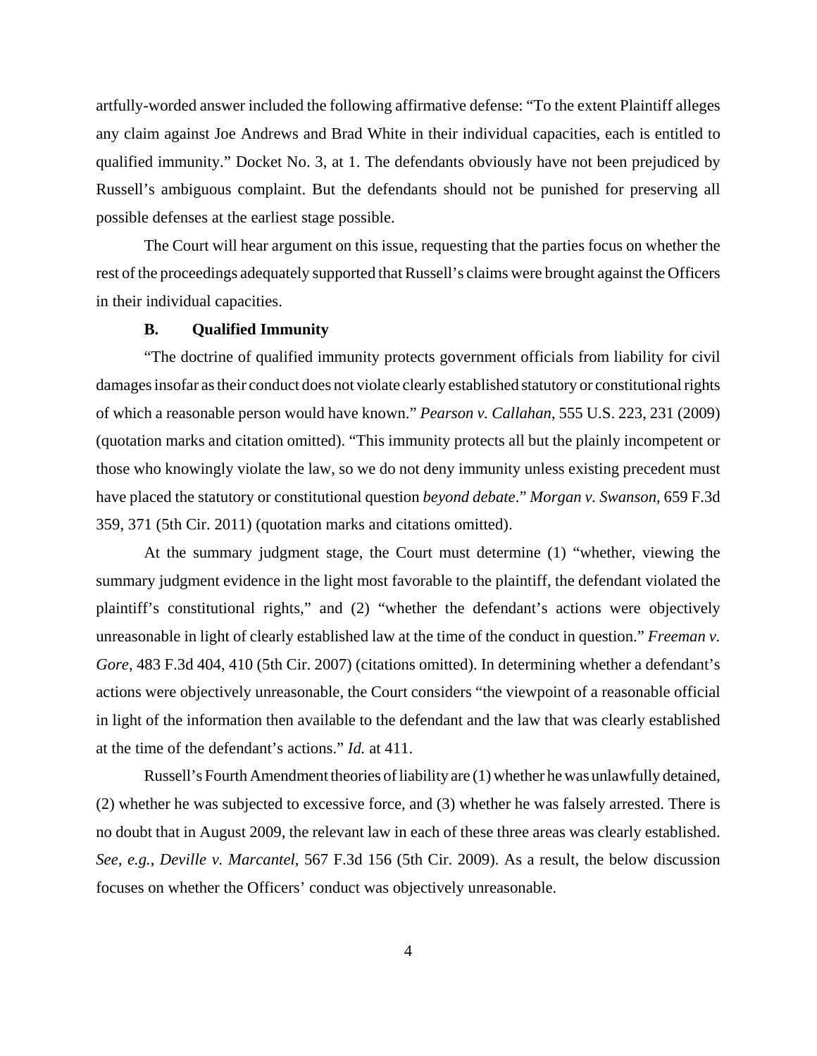artfully-worded answer included the following affirmative defense: "To the extent Plaintiff alleges any claim against Joe Andrews and Brad White in their individual capacities, each is entitled to qualified immunity." Docket No. 3, at 1. The defendants obviously have not been prejudiced by Russell's ambiguous complaint. But the defendants should not be punished for preserving all possible defenses at the earliest stage possible.

The Court will hear argument on this issue, requesting that the parties focus on whether the rest of the proceedings adequately supported that Russell's claims were brought against the Officers in their individual capacities.

### B. Qualified Immunity

"The doctrine of qualified immunity protects government officials from liability for civil damages insofar as their conduct does not violate clearly established statutory or constitutional rights of which a reasonable person would have known." *Pearson v. Callahan*, 555 U.S. 223, 231 (2009) (quotation marks and citation omitted). "This immunity protects all but the plainly incompetent or those who knowingly violate the law, so we do not deny immunity unless existing precedent must have placed the statutory or constitutional question *beyond debate*." *Morgan v. Swanson*, 659 F.3d 359, 371 (5th Cir. 2011) (quotation marks and citations omitted).

At the summary judgment stage, the Court must determine (1) "whether, viewing the summary judgment evidence in the light most favorable to the plaintiff, the defendant violated the plaintiff's constitutional rights," and (2) "whether the defendant's actions were objectively unreasonable in light of clearly established law at the time of the conduct in question." *Freeman v. Gore*, 483 F.3d 404, 410 (5th Cir. 2007) (citations omitted). In determining whether a defendant's actions were objectively unreasonable, the Court considers "the viewpoint of a reasonable official in light of the information then available to the defendant and the law that was clearly established at the time of the defendant's actions." *Id.* at 411.

Russell's Fourth Amendment theories of liability are (1) whether he was unlawfully detained, (2) whether he was subjected to excessive force, and (3) whether he was falsely arrested. There is no doubt that in August 2009, the relevant law in each of these three areas was clearly established. *See, e.g.*, *Deville v. Marcantel*, 567 F.3d 156 (5th Cir. 2009). As a result, the below discussion focuses on whether the Officers' conduct was objectively unreasonable.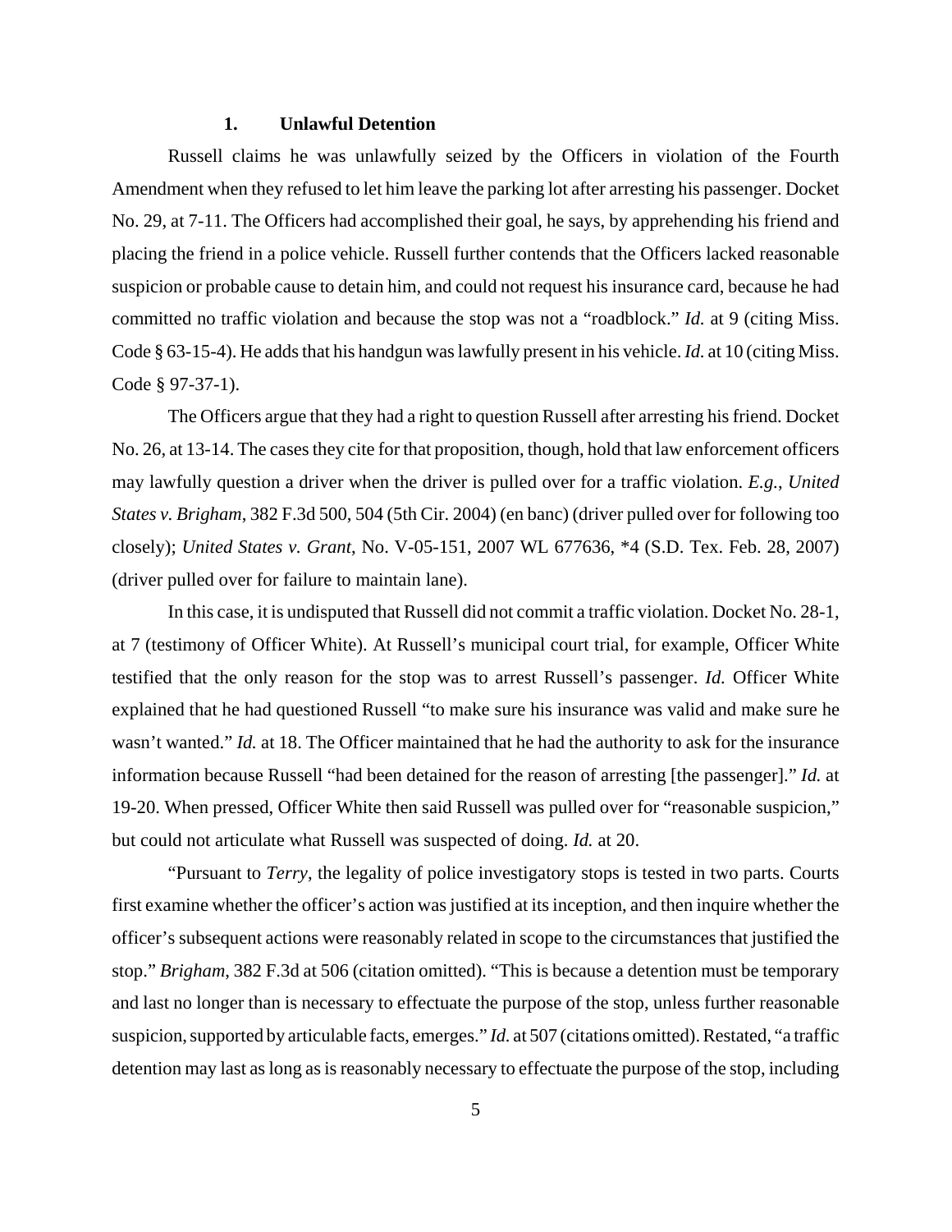### 1. Unlawful Detention

Russell claims he was unlawfully seized by the Officers in violation of the Fourth Amendment when they refused to let him leave the parking lot after arresting his passenger. Docket No. 29, at 7-11. The Officers had accomplished their goal, he says, by apprehending his friend and placing the friend in a police vehicle. Russell further contends that the Officers lacked reasonable suspicion or probable cause to detain him, and could not request his insurance card, because he had committed no traffic violation and because the stop was not a "roadblock." *Id.* at 9 (citing Miss. Code § 63-15-4). He adds that his handgun was lawfully present in his vehicle. *Id.* at 10 (citing Miss. Code § 97-37-1).

The Officers argue that they had a right to question Russell after arresting his friend. Docket No. 26, at 13-14. The cases they cite for that proposition, though, hold that law enforcement officers may lawfully question a driver when the driver is pulled over for a traffic violation. *E.g.*, *United States v. Brigham*, 382 F.3d 500, 504 (5th Cir. 2004) (en banc) (driver pulled over for following too closely); *United States v. Grant*, No. V-05-151, 2007 WL 677636, *4 (S.D. Tex. Feb. 28, 2007) (driver pulled over for failure to maintain lane).

In this case, it is undisputed that Russell did not commit a traffic violation. Docket No. 28-1, at 7 (testimony of Officer White). At Russell's municipal court trial, for example, Officer White testified that the only reason for the stop was to arrest Russell's passenger. *Id.* Officer White explained that he had questioned Russell "to make sure his insurance was valid and make sure he wasn't wanted." *Id.* at 18. The Officer maintained that he had the authority to ask for the insurance information because Russell "had been detained for the reason of arresting [the passenger]." *Id.* at 19-20. When pressed, Officer White then said Russell was pulled over for "reasonable suspicion," but could not articulate what Russell was suspected of doing. *Id.* at 20.

"Pursuant to *Terry*, the legality of police investigatory stops is tested in two parts. Courts first examine whether the officer's action was justified at its inception, and then inquire whether the officer's subsequent actions were reasonably related in scope to the circumstances that justified the stop." *Brigham*, 382 F.3d at 506 (citation omitted). "This is because a detention must be temporary and last no longer than is necessary to effectuate the purpose of the stop, unless further reasonable suspicion, supported by articulable facts, emerges." *Id.* at 507 (citations omitted). Restated, "a traffic detention may last as long as is reasonably necessary to effectuate the purpose of the stop, including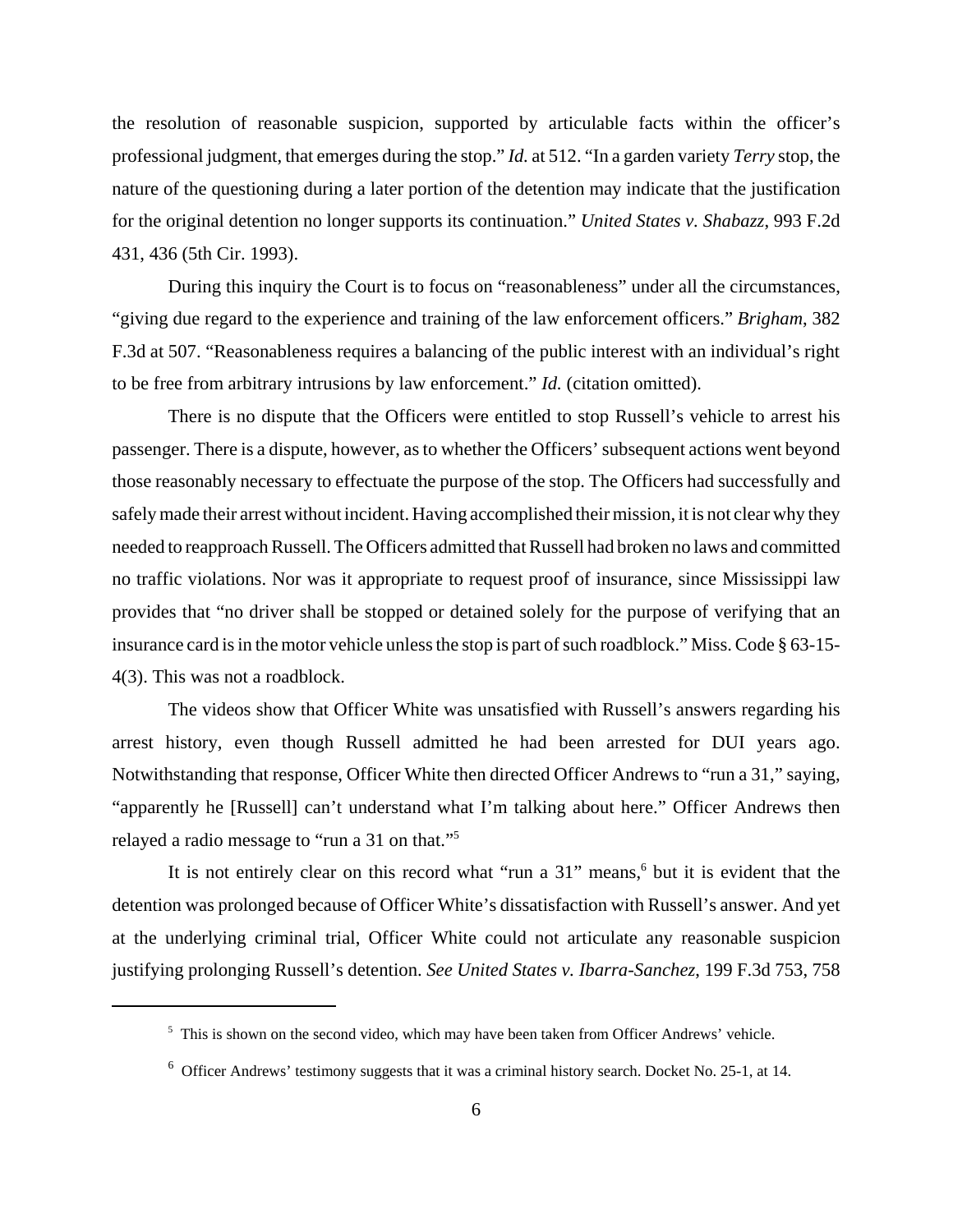the resolution of reasonable suspicion, supported by articulable facts within the officer's professional judgment, that emerges during the stop." *Id.* at 512. "In a garden variety *Terry* stop, the nature of the questioning during a later portion of the detention may indicate that the justification for the original detention no longer supports its continuation." *United States v. Shabazz*, 993 F.2d 431, 436 (5th Cir. 1993).

During this inquiry the Court is to focus on "reasonableness" under all the circumstances, "giving due regard to the experience and training of the law enforcement officers." *Brigham*, 382 F.3d at 507. "Reasonableness requires a balancing of the public interest with an individual's right to be free from arbitrary intrusions by law enforcement." *Id.* (citation omitted).

There is no dispute that the Officers were entitled to stop Russell's vehicle to arrest his passenger. There is a dispute, however, as to whether the Officers' subsequent actions went beyond those reasonably necessary to effectuate the purpose of the stop. The Officers had successfully and safely made their arrest without incident. Having accomplished their mission, it is not clear why they needed to reapproach Russell. The Officers admitted that Russell had broken no laws and committed no traffic violations. Nor was it appropriate to request proof of insurance, since Mississippi law provides that "no driver shall be stopped or detained solely for the purpose of verifying that an insurance card is in the motor vehicle unless the stop is part of such roadblock." Miss. Code § 63-15-4(3). This was not a roadblock.

The videos show that Officer White was unsatisfied with Russell's answers regarding his arrest history, even though Russell admitted he had been arrested for DUI years ago. Notwithstanding that response, Officer White then directed Officer Andrews to "run a 31," saying, "apparently he [Russell] can't understand what I'm talking about here." Officer Andrews then relayed a radio message to "run a 31 on that."[5]

It is not entirely clear on this record what "run a 31" means,[6] but it is evident that the detention was prolonged because of Officer White's dissatisfaction with Russell's answer. And yet at the underlying criminal trial, Officer White could not articulate any reasonable suspicion justifying prolonging Russell's detention. *See United States v. Ibarra-Sanchez*, 199 F.3d 753, 758

---

[5] This is shown on the second video, which may have been taken from Officer Andrews' vehicle.

[6] Officer Andrews' testimony suggests that it was a criminal history search. Docket No. 25-1, at 14.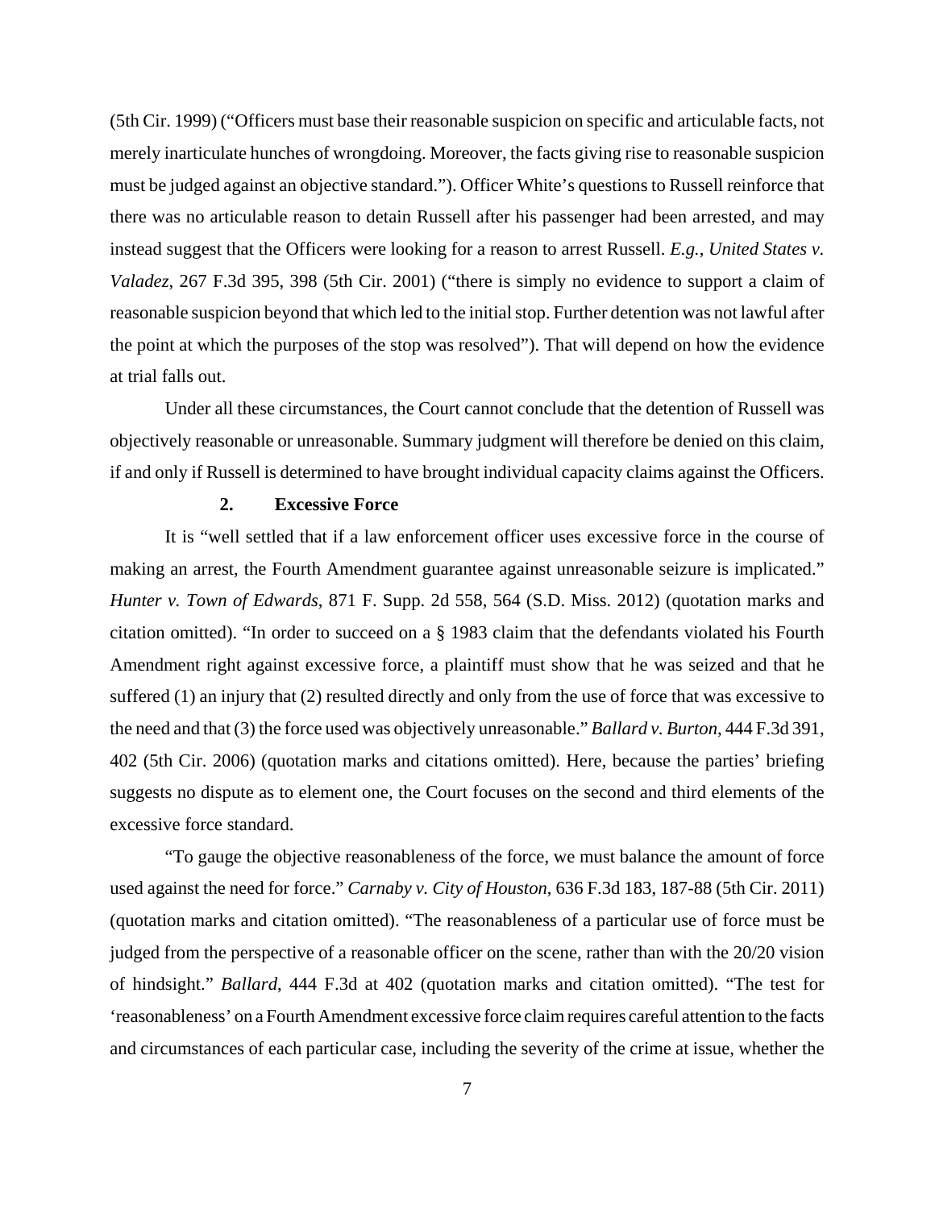(5th Cir. 1999) ("Officers must base their reasonable suspicion on specific and articulable facts, not merely inarticulate hunches of wrongdoing. Moreover, the facts giving rise to reasonable suspicion must be judged against an objective standard."). Officer White's questions to Russell reinforce that there was no articulable reason to detain Russell after his passenger had been arrested, and may instead suggest that the Officers were looking for a reason to arrest Russell. *E.g.*, *United States v. Valadez*, 267 F.3d 395, 398 (5th Cir. 2001) ("there is simply no evidence to support a claim of reasonable suspicion beyond that which led to the initial stop. Further detention was not lawful after the point at which the purposes of the stop was resolved"). That will depend on how the evidence at trial falls out.

Under all these circumstances, the Court cannot conclude that the detention of Russell was objectively reasonable or unreasonable. Summary judgment will therefore be denied on this claim, if and only if Russell is determined to have brought individual capacity claims against the Officers.

### 2. Excessive Force

It is "well settled that if a law enforcement officer uses excessive force in the course of making an arrest, the Fourth Amendment guarantee against unreasonable seizure is implicated." *Hunter v. Town of Edwards*, 871 F. Supp. 2d 558, 564 (S.D. Miss. 2012) (quotation marks and citation omitted). "In order to succeed on a § 1983 claim that the defendants violated his Fourth Amendment right against excessive force, a plaintiff must show that he was seized and that he suffered (1) an injury that (2) resulted directly and only from the use of force that was excessive to the need and that (3) the force used was objectively unreasonable." *Ballard v. Burton*, 444 F.3d 391, 402 (5th Cir. 2006) (quotation marks and citations omitted). Here, because the parties' briefing suggests no dispute as to element one, the Court focuses on the second and third elements of the excessive force standard.

"To gauge the objective reasonableness of the force, we must balance the amount of force used against the need for force." *Carnaby v. City of Houston*, 636 F.3d 183, 187-88 (5th Cir. 2011) (quotation marks and citation omitted). "The reasonableness of a particular use of force must be judged from the perspective of a reasonable officer on the scene, rather than with the 20/20 vision of hindsight." *Ballard*, 444 F.3d at 402 (quotation marks and citation omitted). "The test for 'reasonableness' on a Fourth Amendment excessive force claim requires careful attention to the facts and circumstances of each particular case, including the severity of the crime at issue, whether the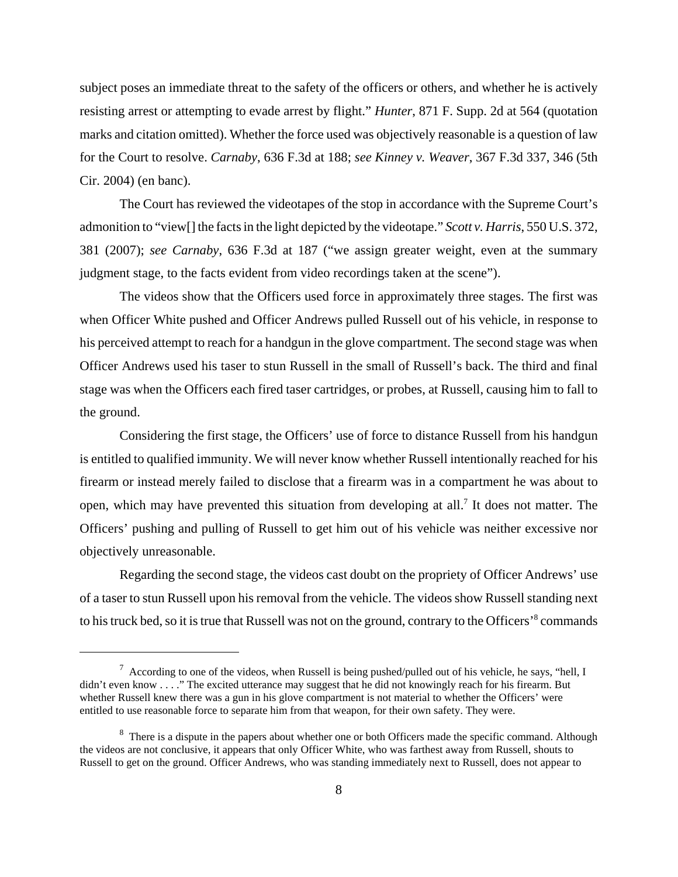subject poses an immediate threat to the safety of the officers or others, and whether he is actively resisting arrest or attempting to evade arrest by flight." *Hunter*, 871 F. Supp. 2d at 564 (quotation marks and citation omitted). Whether the force used was objectively reasonable is a question of law for the Court to resolve. *Carnaby*, 636 F.3d at 188; *see Kinney v. Weaver*, 367 F.3d 337, 346 (5th Cir. 2004) (en banc).

The Court has reviewed the videotapes of the stop in accordance with the Supreme Court's admonition to "view[] the facts in the light depicted by the videotape." *Scott v. Harris*, 550 U.S. 372, 381 (2007); *see Carnaby*, 636 F.3d at 187 ("we assign greater weight, even at the summary judgment stage, to the facts evident from video recordings taken at the scene").

The videos show that the Officers used force in approximately three stages. The first was when Officer White pushed and Officer Andrews pulled Russell out of his vehicle, in response to his perceived attempt to reach for a handgun in the glove compartment. The second stage was when Officer Andrews used his taser to stun Russell in the small of Russell's back. The third and final stage was when the Officers each fired taser cartridges, or probes, at Russell, causing him to fall to the ground.

Considering the first stage, the Officers' use of force to distance Russell from his handgun is entitled to qualified immunity. We will never know whether Russell intentionally reached for his firearm or instead merely failed to disclose that a firearm was in a compartment he was about to open, which may have prevented this situation from developing at all.[7] It does not matter. The Officers' pushing and pulling of Russell to get him out of his vehicle was neither excessive nor objectively unreasonable.

Regarding the second stage, the videos cast doubt on the propriety of Officer Andrews' use of a taser to stun Russell upon his removal from the vehicle. The videos show Russell standing next to his truck bed, so it is true that Russell was not on the ground, contrary to the Officers'[8] commands

---

[7] According to one of the videos, when Russell is being pushed/pulled out of his vehicle, he says, "hell, I didn't even know . . . ." The excited utterance may suggest that he did not knowingly reach for his firearm. But whether Russell knew there was a gun in his glove compartment is not material to whether the Officers' were entitled to use reasonable force to separate him from that weapon, for their own safety. They were.

[8] There is a dispute in the papers about whether one or both Officers made the specific command. Although the videos are not conclusive, it appears that only Officer White, who was farthest away from Russell, shouts to Russell to get on the ground. Officer Andrews, who was standing immediately next to Russell, does not appear to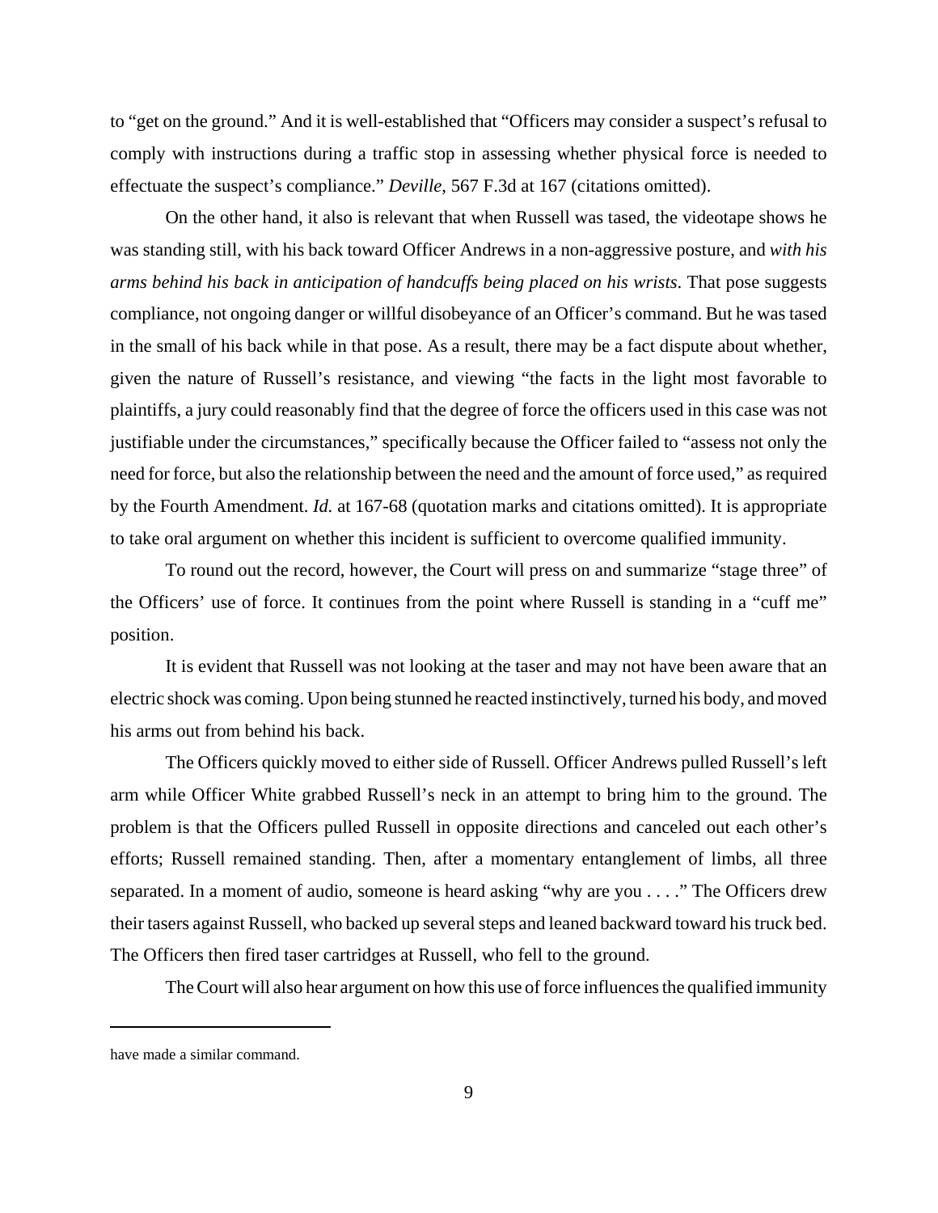to "get on the ground." And it is well-established that "Officers may consider a suspect's refusal to comply with instructions during a traffic stop in assessing whether physical force is needed to effectuate the suspect's compliance." *Deville*, 567 F.3d at 167 (citations omitted).

On the other hand, it also is relevant that when Russell was tased, the videotape shows he was standing still, with his back toward Officer Andrews in a non-aggressive posture, and *with his arms behind his back in anticipation of handcuffs being placed on his wrists*. That pose suggests compliance, not ongoing danger or willful disobeyance of an Officer's command. But he was tased in the small of his back while in that pose. As a result, there may be a fact dispute about whether, given the nature of Russell's resistance, and viewing "the facts in the light most favorable to plaintiffs, a jury could reasonably find that the degree of force the officers used in this case was not justifiable under the circumstances," specifically because the Officer failed to "assess not only the need for force, but also the relationship between the need and the amount of force used," as required by the Fourth Amendment. *Id.* at 167-68 (quotation marks and citations omitted). It is appropriate to take oral argument on whether this incident is sufficient to overcome qualified immunity.

To round out the record, however, the Court will press on and summarize "stage three" of the Officers' use of force. It continues from the point where Russell is standing in a "cuff me" position.

It is evident that Russell was not looking at the taser and may not have been aware that an electric shock was coming. Upon being stunned he reacted instinctively, turned his body, and moved his arms out from behind his back.

The Officers quickly moved to either side of Russell. Officer Andrews pulled Russell's left arm while Officer White grabbed Russell's neck in an attempt to bring him to the ground. The problem is that the Officers pulled Russell in opposite directions and canceled out each other's efforts; Russell remained standing. Then, after a momentary entanglement of limbs, all three separated. In a moment of audio, someone is heard asking "why are you . . . ." The Officers drew their tasers against Russell, who backed up several steps and leaned backward toward his truck bed. The Officers then fired taser cartridges at Russell, who fell to the ground.

The Court will also hear argument on how this use of force influences the qualified immunity

---

have made a similar command.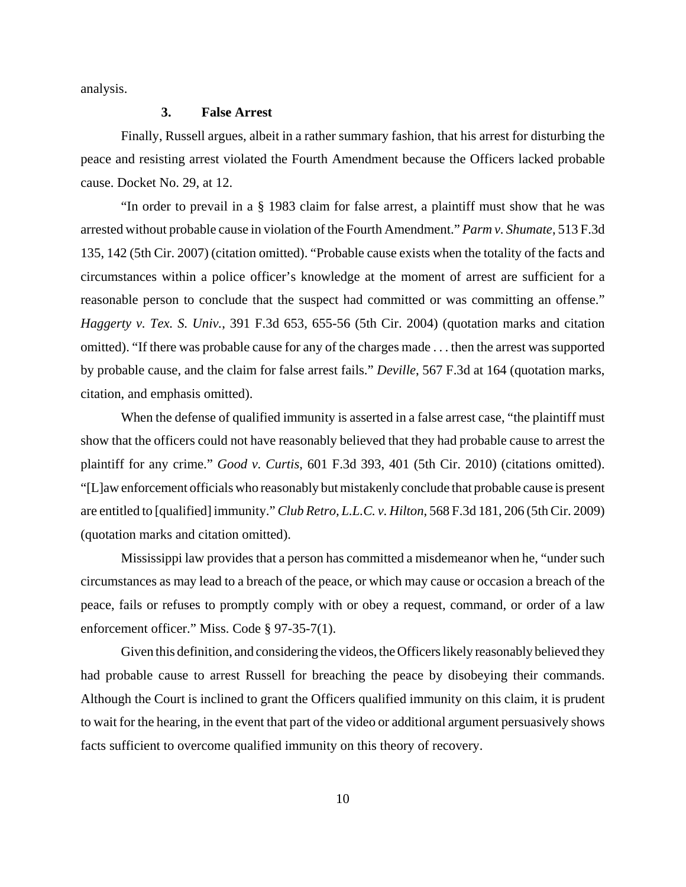analysis.

### 3. False Arrest

Finally, Russell argues, albeit in a rather summary fashion, that his arrest for disturbing the peace and resisting arrest violated the Fourth Amendment because the Officers lacked probable cause. Docket No. 29, at 12.

"In order to prevail in a § 1983 claim for false arrest, a plaintiff must show that he was arrested without probable cause in violation of the Fourth Amendment." *Parm v. Shumate*, 513 F.3d 135, 142 (5th Cir. 2007) (citation omitted). "Probable cause exists when the totality of the facts and circumstances within a police officer's knowledge at the moment of arrest are sufficient for a reasonable person to conclude that the suspect had committed or was committing an offense." *Haggerty v. Tex. S. Univ.*, 391 F.3d 653, 655-56 (5th Cir. 2004) (quotation marks and citation omitted). "If there was probable cause for any of the charges made . . . then the arrest was supported by probable cause, and the claim for false arrest fails." *Deville*, 567 F.3d at 164 (quotation marks, citation, and emphasis omitted).

When the defense of qualified immunity is asserted in a false arrest case, "the plaintiff must show that the officers could not have reasonably believed that they had probable cause to arrest the plaintiff for any crime." *Good v. Curtis*, 601 F.3d 393, 401 (5th Cir. 2010) (citations omitted). "[L]aw enforcement officials who reasonably but mistakenly conclude that probable cause is present are entitled to [qualified] immunity." *Club Retro, L.L.C. v. Hilton*, 568 F.3d 181, 206 (5th Cir. 2009) (quotation marks and citation omitted).

Mississippi law provides that a person has committed a misdemeanor when he, "under such circumstances as may lead to a breach of the peace, or which may cause or occasion a breach of the peace, fails or refuses to promptly comply with or obey a request, command, or order of a law enforcement officer." Miss. Code § 97-35-7(1).

Given this definition, and considering the videos, the Officers likely reasonably believed they had probable cause to arrest Russell for breaching the peace by disobeying their commands. Although the Court is inclined to grant the Officers qualified immunity on this claim, it is prudent to wait for the hearing, in the event that part of the video or additional argument persuasively shows facts sufficient to overcome qualified immunity on this theory of recovery.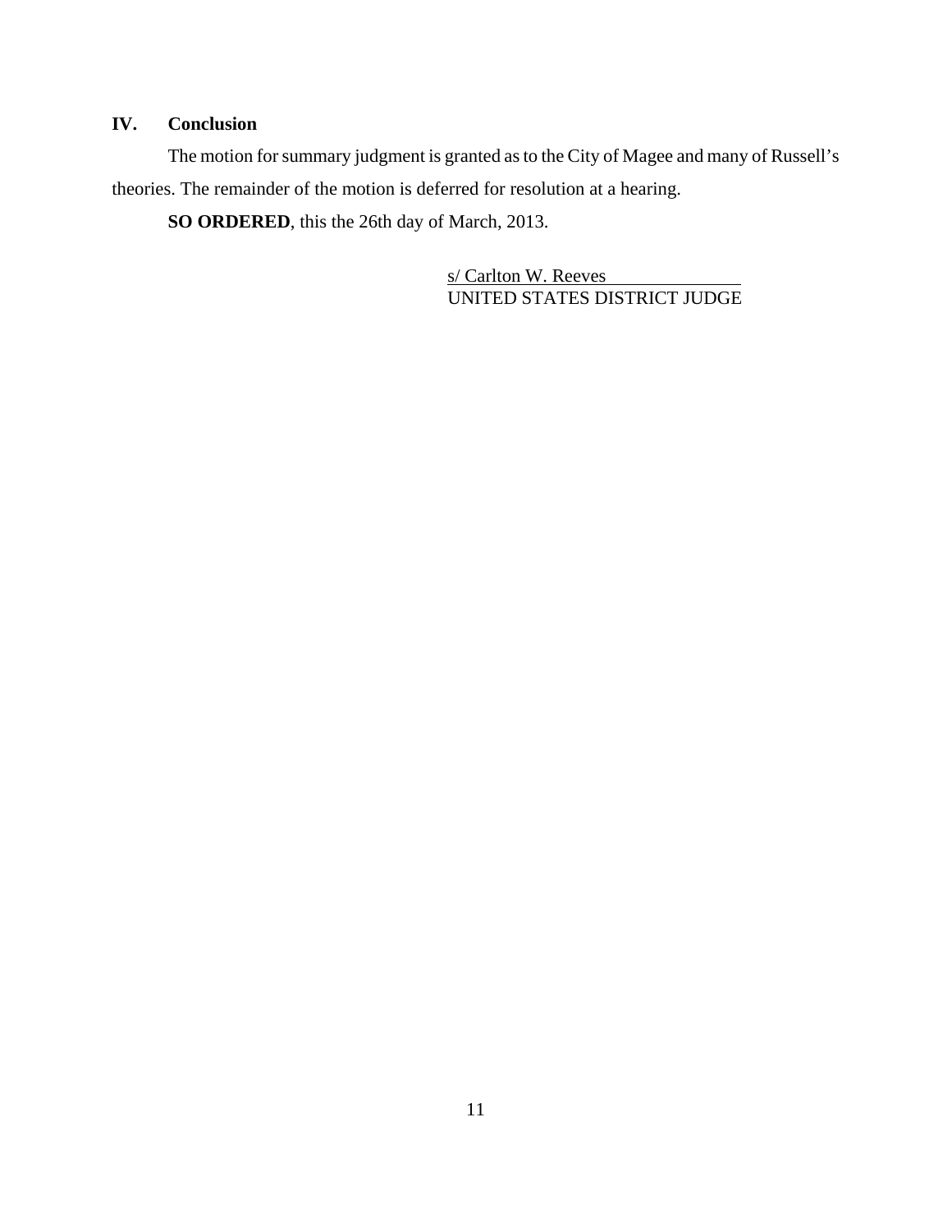## IV. Conclusion

The motion for summary judgment is granted as to the City of Magee and many of Russell's theories. The remainder of the motion is deferred for resolution at a hearing.

**SO ORDERED**, this the 26th day of March, 2013.

s/ Carlton W. Reeves
UNITED STATES DISTRICT JUDGE